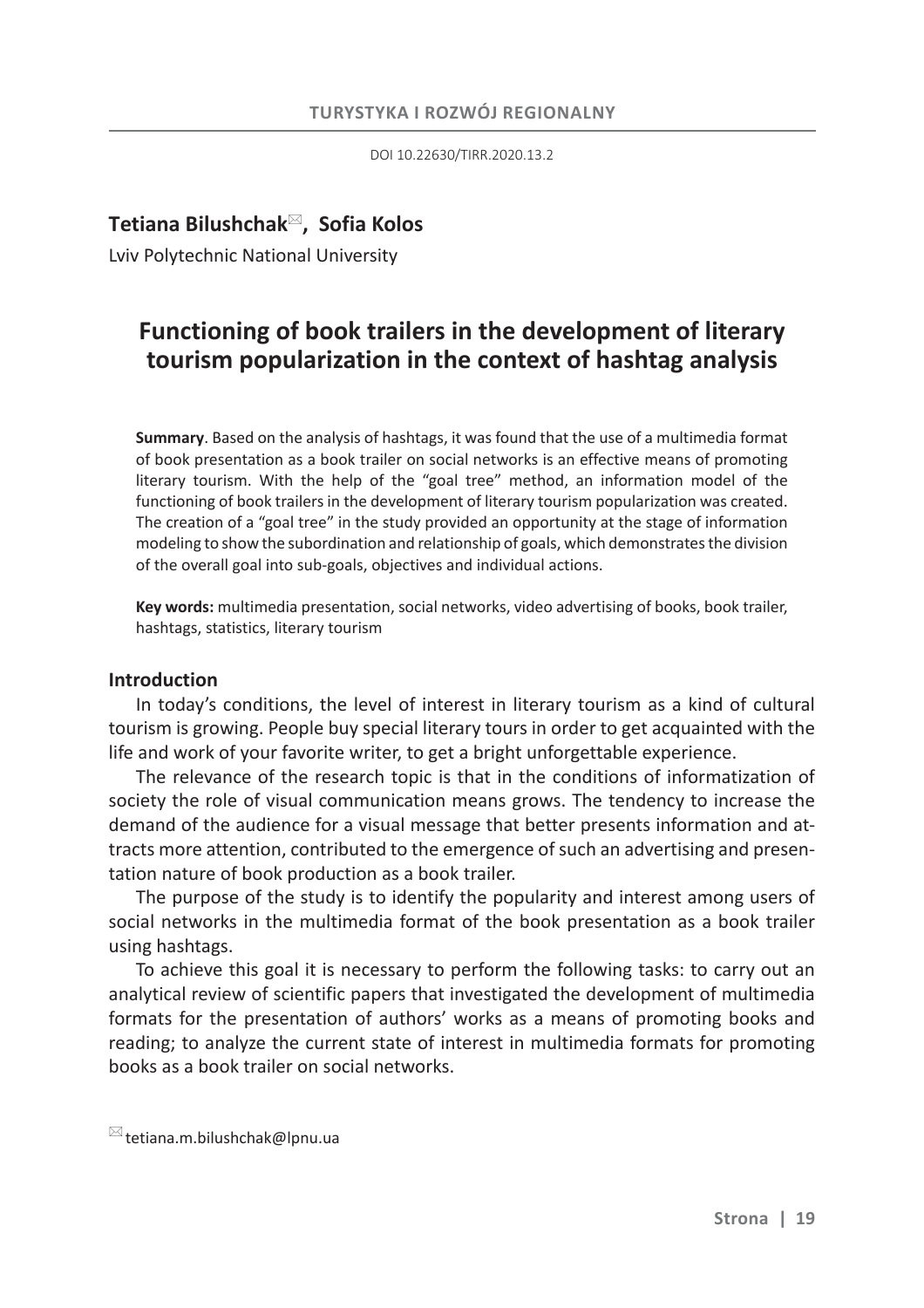DOI 10.22630/TIRR.2020.13.2

**Tetiana Bilushchak**[✉]**, Sofia Kolos**

Lviv Polytechnic National University

# Functioning of book trailers in the development of literary tourism popularization in the context of hashtag analysis

**Summary**. Based on the analysis of hashtags, it was found that the use of a multimedia format of book presentation as a book trailer on social networks is an effective means of promoting literary tourism. With the help of the "goal tree" method, an information model of the functioning of book trailers in the development of literary tourism popularization was created. The creation of a "goal tree" in the study provided an opportunity at the stage of information modeling to show the subordination and relationship of goals, which demonstrates the division of the overall goal into sub-goals, objectives and individual actions.

**Key words:** multimedia presentation, social networks, video advertising of books, book trailer, hashtags, statistics, literary tourism

## Introduction

In today's conditions, the level of interest in literary tourism as a kind of cultural tourism is growing. People buy special literary tours in order to get acquainted with the life and work of your favorite writer, to get a bright unforgettable experience.

The relevance of the research topic is that in the conditions of informatization of society the role of visual communication means grows. The tendency to increase the demand of the audience for a visual message that better presents information and attracts more attention, contributed to the emergence of such an advertising and presentation nature of book production as a book trailer.

The purpose of the study is to identify the popularity and interest among users of social networks in the multimedia format of the book presentation as a book trailer using hashtags.

To achieve this goal it is necessary to perform the following tasks: to carry out an analytical review of scientific papers that investigated the development of multimedia formats for the presentation of authors' works as a means of promoting books and reading; to analyze the current state of interest in multimedia formats for promoting books as a book trailer on social networks.

[✉] tetiana.m.bilushchak@lpnu.ua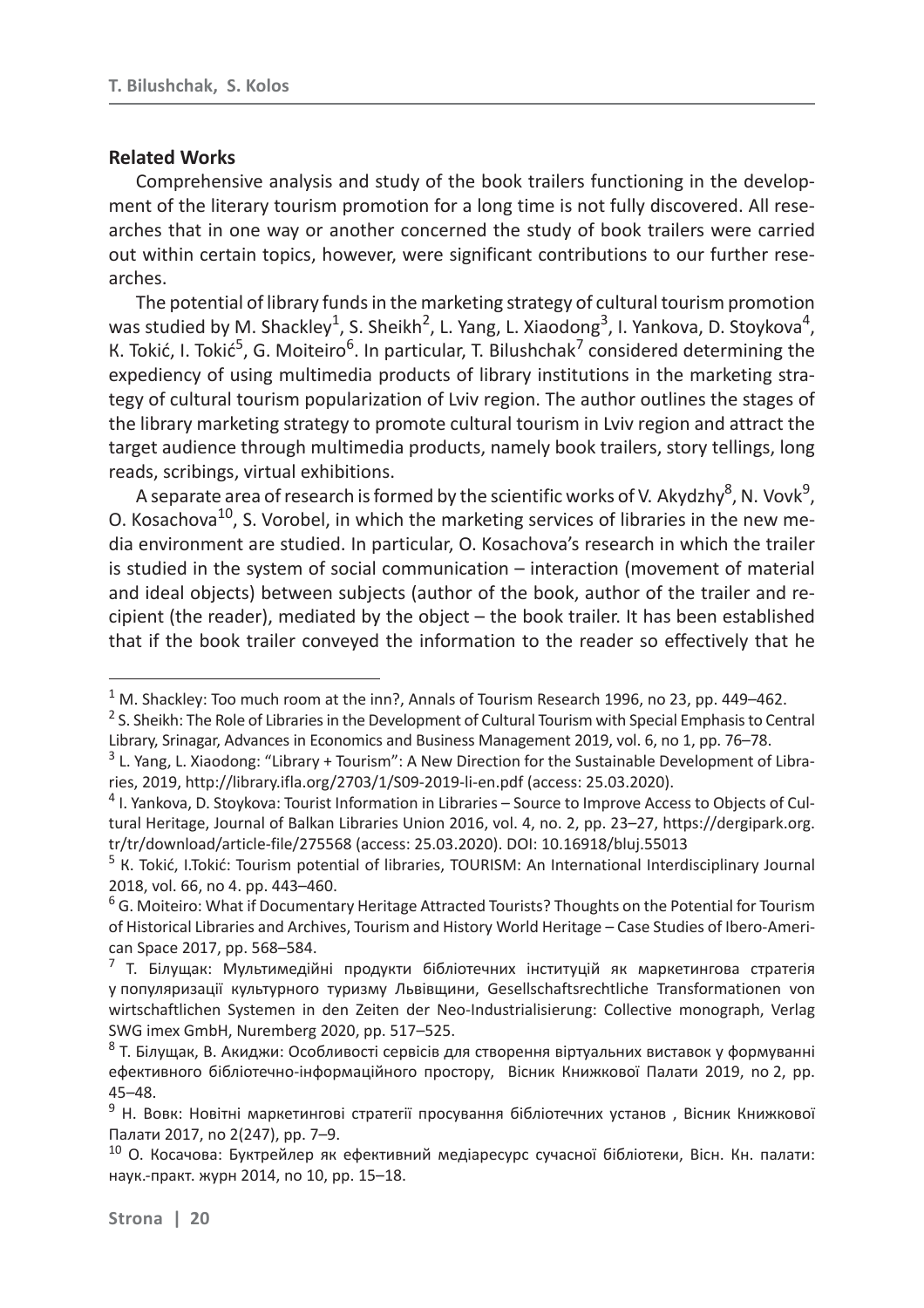## Related Works

Comprehensive analysis and study of the book trailers functioning in the development of the literary tourism promotion for a long time is not fully discovered. All researches that in one way or another concerned the study of book trailers were carried out within certain topics, however, were significant contributions to our further researches.

The potential of library funds in the marketing strategy of cultural tourism promotion was studied by M. Shackley[1], S. Sheikh[2], L. Yang, L. Xiaodong[3], I. Yankova, D. Stoykova[4], K. Tokić, I. Tokić[5], G. Moiteiro[6]. In particular, T. Bilushchak[7] considered determining the expediency of using multimedia products of library institutions in the marketing strategy of cultural tourism popularization of Lviv region. The author outlines the stages of the library marketing strategy to promote cultural tourism in Lviv region and attract the target audience through multimedia products, namely book trailers, story tellings, long reads, scribings, virtual exhibitions.

A separate area of research is formed by the scientific works of V. Akydzhy[8], N. Vovk[9], O. Kosachova[10], S. Vorobel, in which the marketing services of libraries in the new media environment are studied. In particular, O. Kosachova's research in which the trailer is studied in the system of social communication – interaction (movement of material and ideal objects) between subjects (author of the book, author of the trailer and recipient (the reader), mediated by the object – the book trailer. It has been established that if the book trailer conveyed the information to the reader so effectively that he

---

[1] M. Shackley: Too much room at the inn?, Annals of Tourism Research 1996, no 23, pp. 449–462.

[2] S. Sheikh: The Role of Libraries in the Development of Cultural Tourism with Special Emphasis to Central Library, Srinagar, Advances in Economics and Business Management 2019, vol. 6, no 1, pp. 76–78.

[3] L. Yang, L. Xiaodong: "Library + Tourism": A New Direction for the Sustainable Development of Libraries, 2019, http://library.ifla.org/2703/1/S09-2019-li-en.pdf (access: 25.03.2020).

[4] I. Yankova, D. Stoykova: Tourist Information in Libraries – Source to Improve Access to Objects of Cultural Heritage, Journal of Balkan Libraries Union 2016, vol. 4, no. 2, pp. 23–27, https://dergipark.org.tr/tr/download/article-file/275568 (access: 25.03.2020). DOI: 10.16918/bluj.55013

[5] K. Tokić, I.Tokić: Tourism potential of libraries, TOURISM: An International Interdisciplinary Journal 2018, vol. 66, no 4. pp. 443–460.

[6] G. Moiteiro: What if Documentary Heritage Attracted Tourists? Thoughts on the Potential for Tourism of Historical Libraries and Archives, Tourism and History World Heritage – Case Studies of Ibero-American Space 2017, pp. 568–584.

[7] Т. Білущак: Мультимедійні продукти бібліотечних інституцій як маркетингова стратегія у популяризації культурного туризму Львівщини, Gesellschaftsrechtliche Transformationen von wirtschaftlichen Systemen in den Zeiten der Neo-Industrialisierung: Collective monograph, Verlag SWG imex GmbH, Nuremberg 2020, pp. 517–525.

[8] Т. Білущак, В. Акиджи: Особливості сервісів для створення віртуальних виставок у формуванні ефективного бібліотечно-інформаційного простору, Вісник Книжкової Палати 2019, no 2, pp. 45–48.

[9] Н. Вовк: Новітні маркетингові стратегії просування бібліотечних установ , Вісник Книжкової Палати 2017, no 2(247), pp. 7–9.

[10] О. Косачова: Буктрейлер як ефективний медіаресурс сучасної бібліотеки, Вісн. Кн. палати: наук.-практ. журн 2014, no 10, pp. 15–18.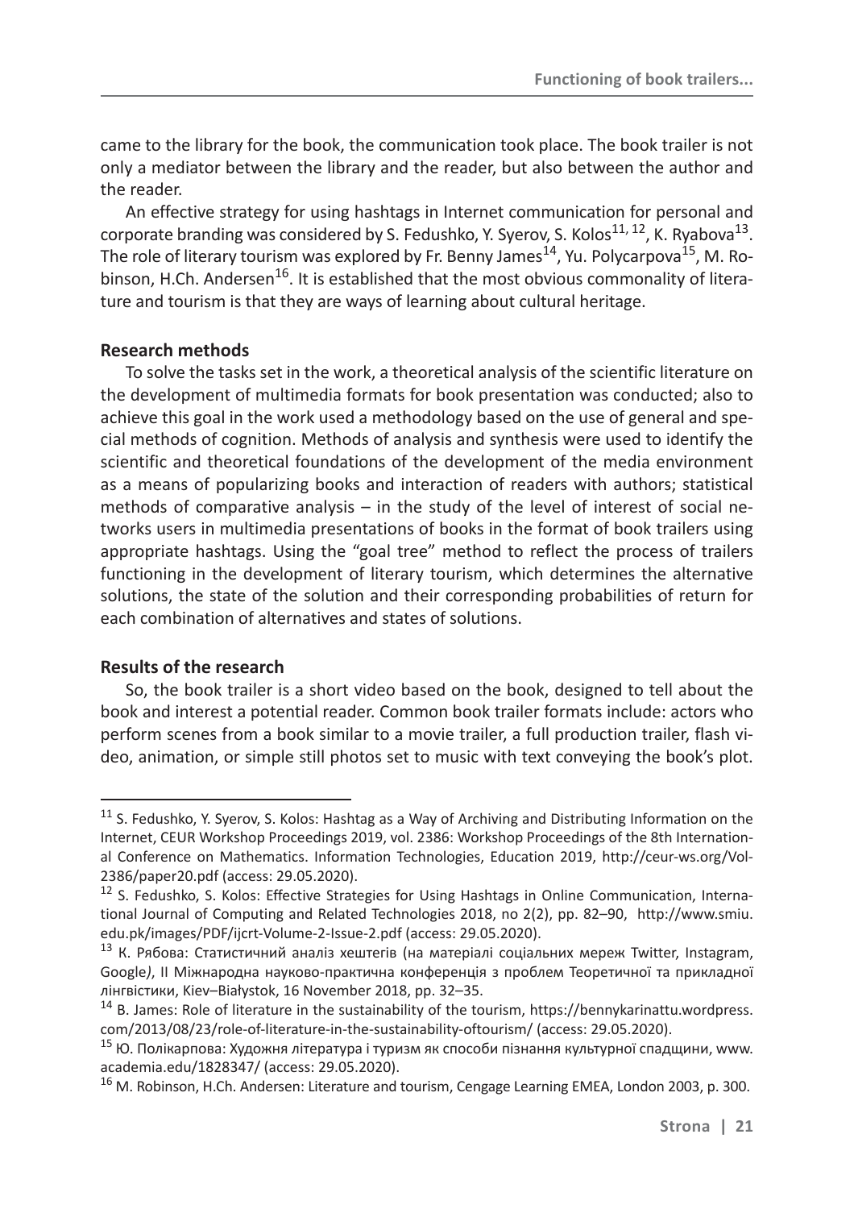came to the library for the book, the communication took place. The book trailer is not only a mediator between the library and the reader, but also between the author and the reader.

An effective strategy for using hashtags in Internet communication for personal and corporate branding was considered by S. Fedushko, Y. Syerov, S. Kolos[11, 12], K. Ryabova[13]. The role of literary tourism was explored by Fr. Benny James[14], Yu. Polycarpova[15], M. Robinson, H.Ch. Andersen[16]. It is established that the most obvious commonality of literature and tourism is that they are ways of learning about cultural heritage.

**Research methods**

To solve the tasks set in the work, a theoretical analysis of the scientific literature on the development of multimedia formats for book presentation was conducted; also to achieve this goal in the work used a methodology based on the use of general and special methods of cognition. Methods of analysis and synthesis were used to identify the scientific and theoretical foundations of the development of the media environment as a means of popularizing books and interaction of readers with authors; statistical methods of comparative analysis – in the study of the level of interest of social networks users in multimedia presentations of books in the format of book trailers using appropriate hashtags. Using the "goal tree" method to reflect the process of trailers functioning in the development of literary tourism, which determines the alternative solutions, the state of the solution and their corresponding probabilities of return for each combination of alternatives and states of solutions.

**Results of the research**

So, the book trailer is a short video based on the book, designed to tell about the book and interest a potential reader. Common book trailer formats include: actors who perform scenes from a book similar to a movie trailer, a full production trailer, flash video, animation, or simple still photos set to music with text conveying the book's plot.

---

[11] S. Fedushko, Y. Syerov, S. Kolos: Hashtag as a Way of Archiving and Distributing Information on the Internet, CEUR Workshop Proceedings 2019, vol. 2386: Workshop Proceedings of the 8th International Conference on Mathematics. Information Technologies, Education 2019, http://ceur-ws.org/Vol-2386/paper20.pdf (access: 29.05.2020).

[12] S. Fedushko, S. Kolos: Effective Strategies for Using Hashtags in Online Communication, International Journal of Computing and Related Technologies 2018, no 2(2), pp. 82–90, http://www.smiu.edu.pk/images/PDF/ijcrt-Volume-2-Issue-2.pdf (access: 29.05.2020).

[13] К. Рябова: Статистичний аналіз хештегів (на матеріалі соціальних мереж Twitter, Instagram, Google), II Міжнародна науково-практична конференція з проблем Теоретичної та прикладної лінгвістики, Kiev–Białystok, 16 November 2018, pp. 32–35.

[14] B. James: Role of literature in the sustainability of the tourism, https://bennykarinattu.wordpress.com/2013/08/23/role-of-literature-in-the-sustainability-oftourism/ (access: 29.05.2020).

[15] Ю. Полікарпова: Художня література і туризм як способи пізнання культурної спадщини, www.academia.edu/1828347/ (access: 29.05.2020).

[16] M. Robinson, H.Ch. Andersen: Literature and tourism, Cengage Learning EMEA, London 2003, p. 300.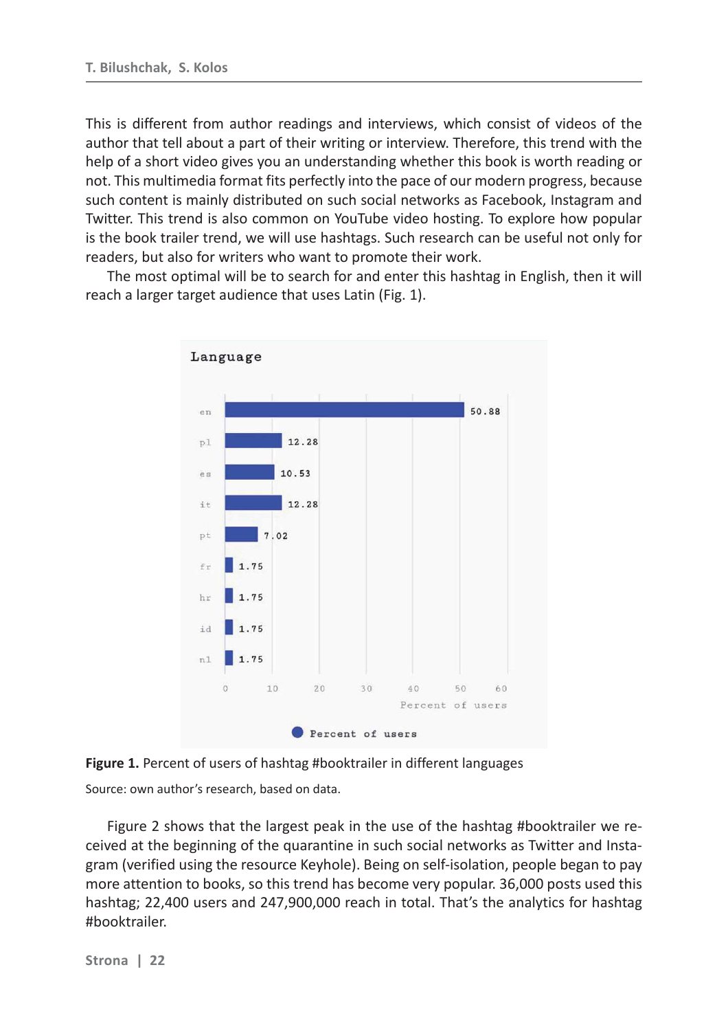This is different from author readings and interviews, which consist of videos of the author that tell about a part of their writing or interview. Therefore, this trend with the help of a short video gives you an understanding whether this book is worth reading or not. This multimedia format fits perfectly into the pace of our modern progress, because such content is mainly distributed on such social networks as Facebook, Instagram and Twitter. This trend is also common on YouTube video hosting. To explore how popular is the book trailer trend, we will use hashtags. Such research can be useful not only for readers, but also for writers who want to promote their work.

The most optimal will be to search for and enter this hashtag in English, then it will reach a larger target audience that uses Latin (Fig. 1).

**Figure 1.** Percent of users of hashtag #booktrailer in different languages

Source: own author's research, based on data.

Figure 2 shows that the largest peak in the use of the hashtag #booktrailer we received at the beginning of the quarantine in such social networks as Twitter and Instagram (verified using the resource Keyhole). Being on self-isolation, people began to pay more attention to books, so this trend has become very popular. 36,000 posts used this hashtag; 22,400 users and 247,900,000 reach in total. That's the analytics for hashtag #booktrailer.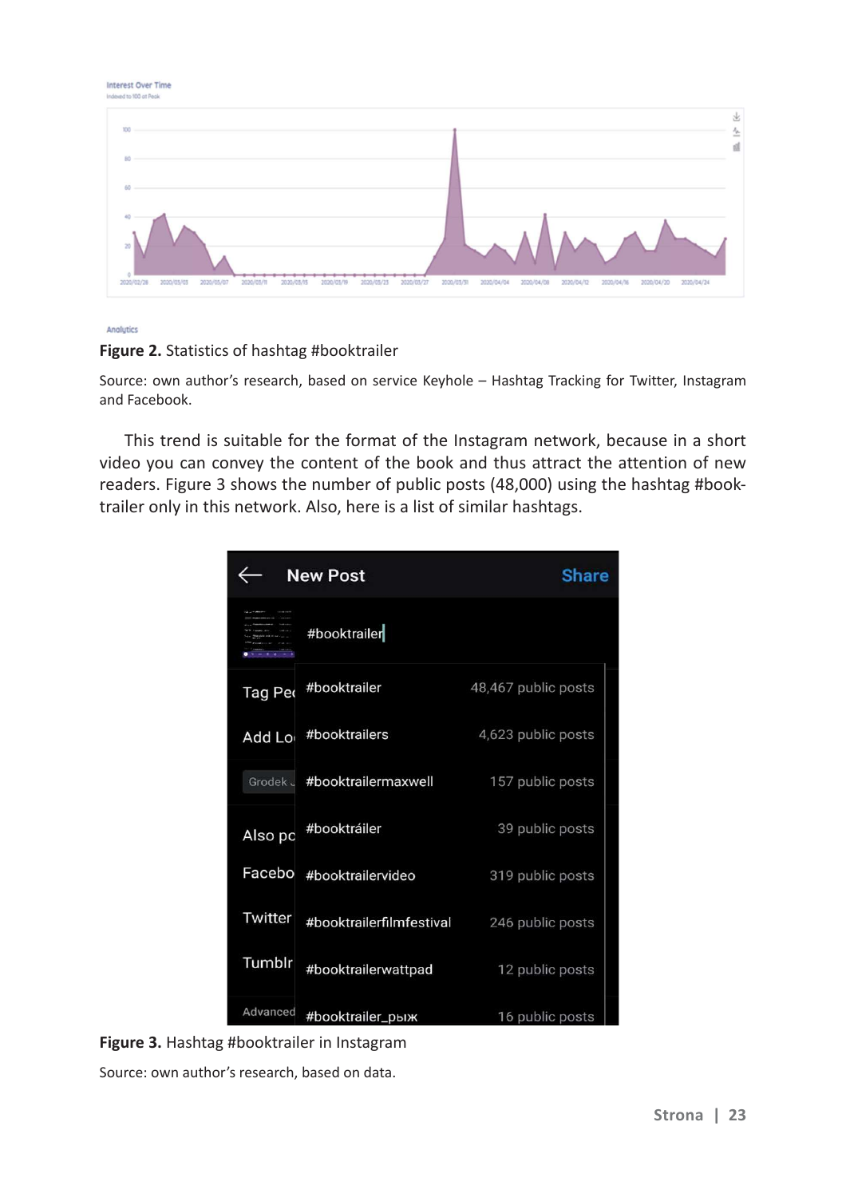**Figure 2.** Statistics of hashtag #booktrailer

Source: own author's research, based on service Keyhole – Hashtag Tracking for Twitter, Instagram and Facebook.

This trend is suitable for the format of the Instagram network, because in a short video you can convey the content of the book and thus attract the attention of new readers. Figure 3 shows the number of public posts (48,000) using the hashtag #booktrailer only in this network. Also, here is a list of similar hashtags.

**Figure 3.** Hashtag #booktrailer in Instagram

Source: own author's research, based on data.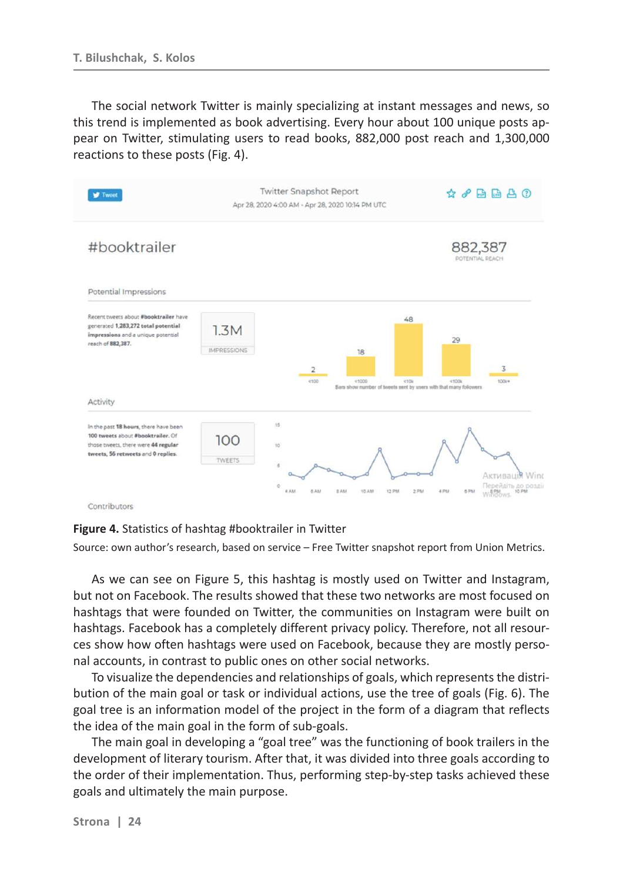The social network Twitter is mainly specializing at instant messages and news, so this trend is implemented as book advertising. Every hour about 100 unique posts appear on Twitter, stimulating users to read books, 882,000 post reach and 1,300,000 reactions to these posts (Fig. 4).

**Figure 4.** Statistics of hashtag #booktrailer in Twitter

Source: own author's research, based on service – Free Twitter snapshot report from Union Metrics.

As we can see on Figure 5, this hashtag is mostly used on Twitter and Instagram, but not on Facebook. The results showed that these two networks are most focused on hashtags that were founded on Twitter, the communities on Instagram were built on hashtags. Facebook has a completely different privacy policy. Therefore, not all resources show how often hashtags were used on Facebook, because they are mostly personal accounts, in contrast to public ones on other social networks.

To visualize the dependencies and relationships of goals, which represents the distribution of the main goal or task or individual actions, use the tree of goals (Fig. 6). The goal tree is an information model of the project in the form of a diagram that reflects the idea of the main goal in the form of sub-goals.

The main goal in developing a "goal tree" was the functioning of book trailers in the development of literary tourism. After that, it was divided into three goals according to the order of their implementation. Thus, performing step-by-step tasks achieved these goals and ultimately the main purpose.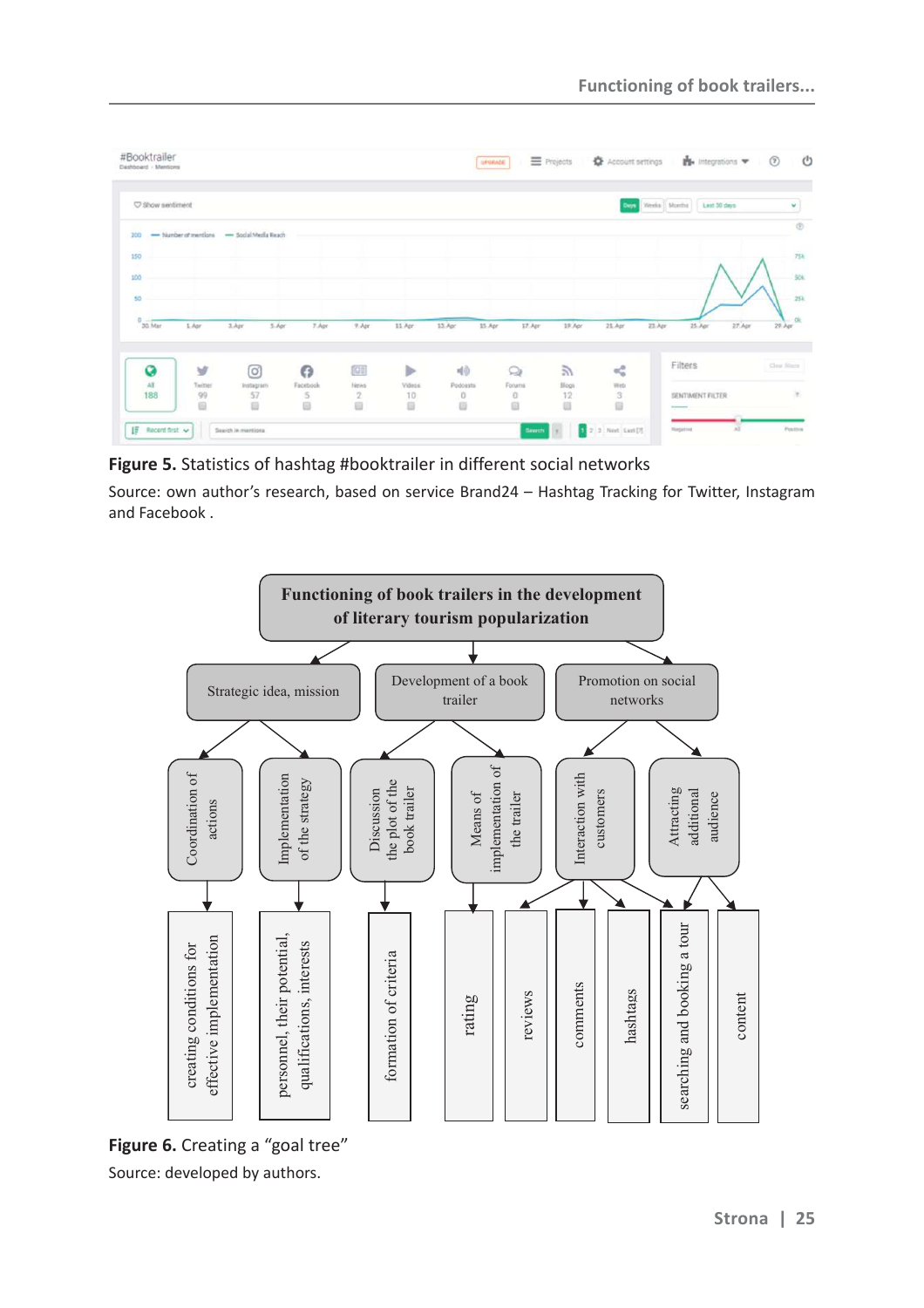**Figure 5.** Statistics of hashtag #booktrailer in different social networks

Source: own author's research, based on service Brand24 – Hashtag Tracking for Twitter, Instagram and Facebook .

**Figure 6.** Creating a "goal tree"

Source: developed by authors.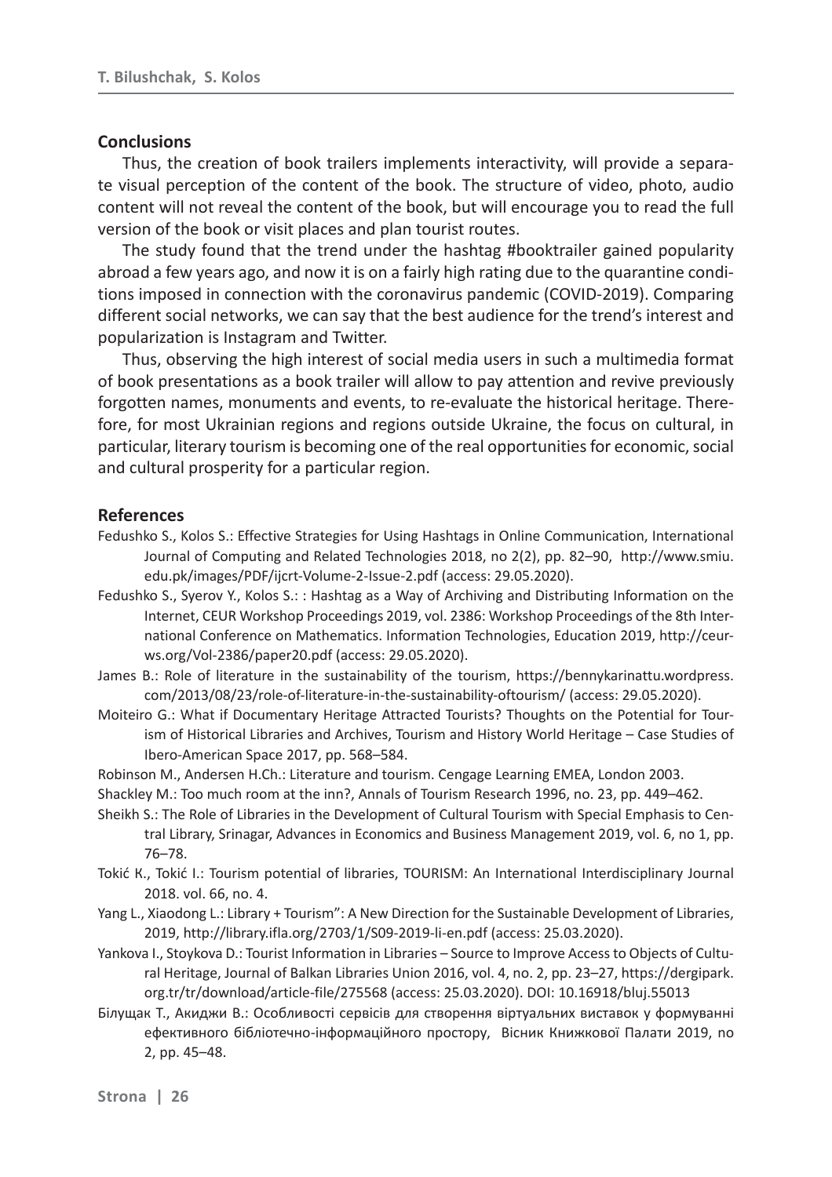## Conclusions

Thus, the creation of book trailers implements interactivity, will provide a separate visual perception of the content of the book. The structure of video, photo, audio content will not reveal the content of the book, but will encourage you to read the full version of the book or visit places and plan tourist routes.

The study found that the trend under the hashtag #booktrailer gained popularity abroad a few years ago, and now it is on a fairly high rating due to the quarantine conditions imposed in connection with the coronavirus pandemic (COVID-2019). Comparing different social networks, we can say that the best audience for the trend's interest and popularization is Instagram and Twitter.

Thus, observing the high interest of social media users in such a multimedia format of book presentations as a book trailer will allow to pay attention and revive previously forgotten names, monuments and events, to re-evaluate the historical heritage. Therefore, for most Ukrainian regions and regions outside Ukraine, the focus on cultural, in particular, literary tourism is becoming one of the real opportunities for economic, social and cultural prosperity for a particular region.

## References

Fedushko S., Kolos S.: Effective Strategies for Using Hashtags in Online Communication, International Journal of Computing and Related Technologies 2018, no 2(2), pp. 82–90, http://www.smiu.edu.pk/images/PDF/ijcrt-Volume-2-Issue-2.pdf (access: 29.05.2020).

Fedushko S., Syerov Y., Kolos S.: : Hashtag as a Way of Archiving and Distributing Information on the Internet, CEUR Workshop Proceedings 2019, vol. 2386: Workshop Proceedings of the 8th International Conference on Mathematics. Information Technologies, Education 2019, http://ceur-ws.org/Vol-2386/paper20.pdf (access: 29.05.2020).

James B.: Role of literature in the sustainability of the tourism, https://bennykarinattu.wordpress.com/2013/08/23/role-of-literature-in-the-sustainability-oftourism/ (access: 29.05.2020).

Moiteiro G.: What if Documentary Heritage Attracted Tourists? Thoughts on the Potential for Tourism of Historical Libraries and Archives, Tourism and History World Heritage – Case Studies of Ibero-American Space 2017, pp. 568–584.

Robinson M., Andersen H.Ch.: Literature and tourism. Cengage Learning EMEA, London 2003.

Shackley M.: Too much room at the inn?, Annals of Tourism Research 1996, no. 23, pp. 449–462.

Sheikh S.: The Role of Libraries in the Development of Cultural Tourism with Special Emphasis to Central Library, Srinagar, Advances in Economics and Business Management 2019, vol. 6, no 1, pp. 76–78.

Tokić K., Tokić I.: Tourism potential of libraries, TOURISM: An International Interdisciplinary Journal 2018. vol. 66, no. 4.

Yang L., Xiaodong L.: Library + Tourism": A New Direction for the Sustainable Development of Libraries, 2019, http://library.ifla.org/2703/1/S09-2019-li-en.pdf (access: 25.03.2020).

Yankova I., Stoykova D.: Tourist Information in Libraries – Source to Improve Access to Objects of Cultural Heritage, Journal of Balkan Libraries Union 2016, vol. 4, no. 2, pp. 23–27, https://dergipark.org.tr/tr/download/article-file/275568 (access: 25.03.2020). DOI: 10.16918/bluj.55013

Білущак Т., Акиджи В.: Особливості сервісів для створення віртуальних виставок у формуванні ефективного бібліотечно-інформаційного простору, Вісник Книжкової Палати 2019, no 2, pp. 45–48.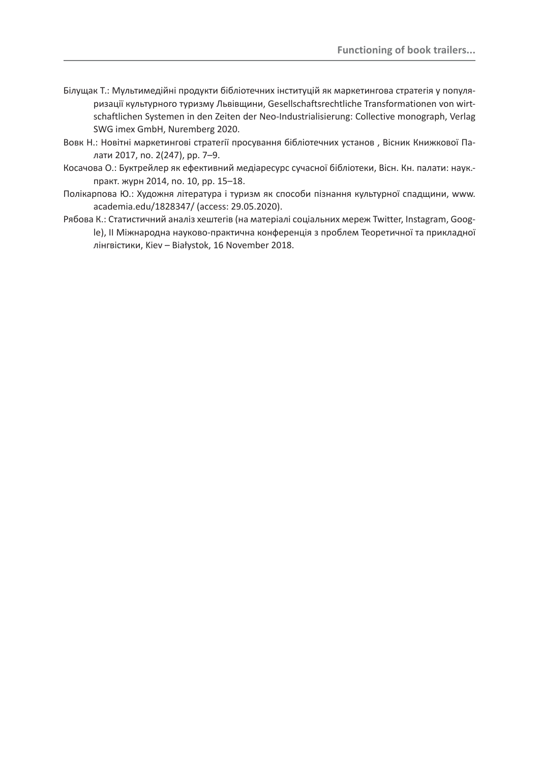Білущак Т.: Мультимедійні продукти бібліотечних інституцій як маркетингова стратегія у популяризації культурного туризму Львівщини, Gesellschaftsrechtliche Transformationen von wirtschaftlichen Systemen in den Zeiten der Neo-Industrialisierung: Collective monograph, Verlag SWG imex GmbH, Nuremberg 2020.

Вовк Н.: Новітні маркетингові стратегії просування бібліотечних установ , Вісник Книжкової Палати 2017, no. 2(247), pp. 7–9.

Косачова О.: Буктрейлер як ефективний медіаресурс сучасної бібліотеки, Вісн. Кн. палати: наук.-практ. журн 2014, no. 10, pp. 15–18.

Полікарпова Ю.: Художня література і туризм як способи пізнання культурної спадщини, www.academia.edu/1828347/ (access: 29.05.2020).

Рябова К.: Статистичний аналіз хештегів (на матеріалі соціальних мереж Twitter, Instagram, Google), II Міжнародна науково-практична конференція з проблем Теоретичної та прикладної лінгвістики, Kiev – Białystok, 16 November 2018.